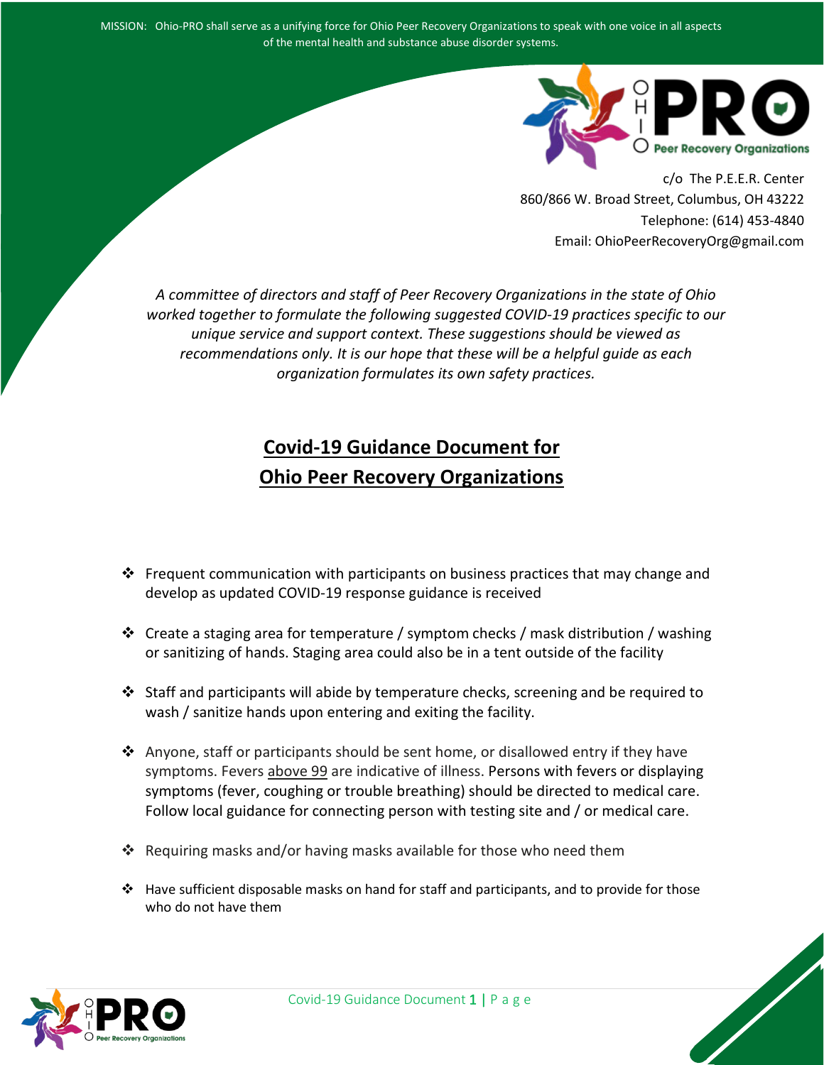MISSION: Ohio-PRO shall serve as a unifying force for Ohio Peer Recovery Organizations to speak with one voice in all aspects of the mental health and substance abuse disorder systems.

c/o The P.E.E.R. Center
860/866 W. Broad Street, Columbus, OH 43222
Telephone: (614) 453-4840
Email: OhioPeerRecoveryOrg@gmail.com

*A committee of directors and staff of Peer Recovery Organizations in the state of Ohio worked together to formulate the following suggested COVID-19 practices specific to our unique service and support context. These suggestions should be viewed as recommendations only. It is our hope that these will be a helpful guide as each organization formulates its own safety practices.*

# Covid-19 Guidance Document for Ohio Peer Recovery Organizations

- Frequent communication with participants on business practices that may change and develop as updated COVID-19 response guidance is received
- Create a staging area for temperature / symptom checks / mask distribution / washing or sanitizing of hands. Staging area could also be in a tent outside of the facility
- Staff and participants will abide by temperature checks, screening and be required to wash / sanitize hands upon entering and exiting the facility.
- Anyone, staff or participants should be sent home, or disallowed entry if they have symptoms. Fevers above 99 are indicative of illness. Persons with fevers or displaying symptoms (fever, coughing or trouble breathing) should be directed to medical care. Follow local guidance for connecting person with testing site and / or medical care.
- Requiring masks and/or having masks available for those who need them
- Have sufficient disposable masks on hand for staff and participants, and to provide for those who do not have them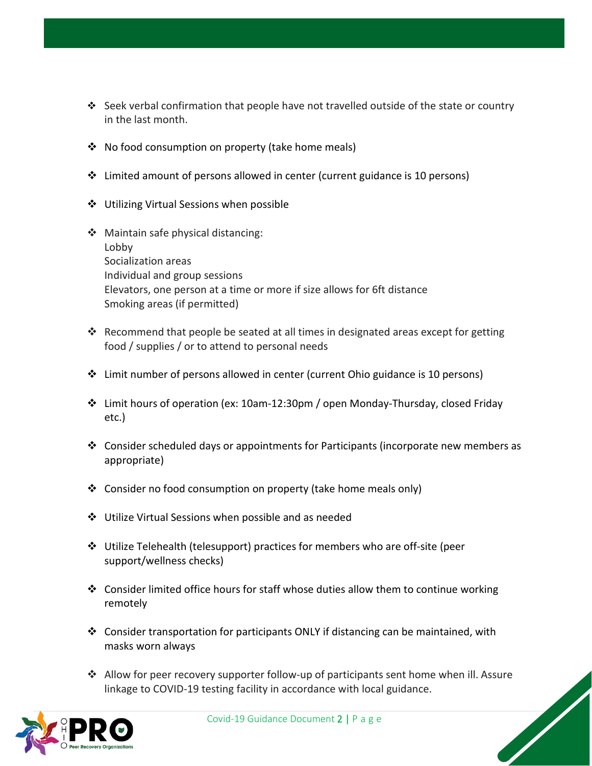- Seek verbal confirmation that people have not travelled outside of the state or country in the last month.

- No food consumption on property (take home meals)

- Limited amount of persons allowed in center (current guidance is 10 persons)

- Utilizing Virtual Sessions when possible

- Maintain safe physical distancing:
  Lobby
  Socialization areas
  Individual and group sessions
  Elevators, one person at a time or more if size allows for 6ft distance
  Smoking areas (if permitted)

- Recommend that people be seated at all times in designated areas except for getting food / supplies / or to attend to personal needs

- Limit number of persons allowed in center (current Ohio guidance is 10 persons)

- Limit hours of operation (ex: 10am-12:30pm / open Monday-Thursday, closed Friday etc.)

- Consider scheduled days or appointments for Participants (incorporate new members as appropriate)

- Consider no food consumption on property (take home meals only)

- Utilize Virtual Sessions when possible and as needed

- Utilize Telehealth (telesupport) practices for members who are off-site (peer support/wellness checks)

- Consider limited office hours for staff whose duties allow them to continue working remotely

- Consider transportation for participants ONLY if distancing can be maintained, with masks worn always

- Allow for peer recovery supporter follow-up of participants sent home when ill. Assure linkage to COVID-19 testing facility in accordance with local guidance.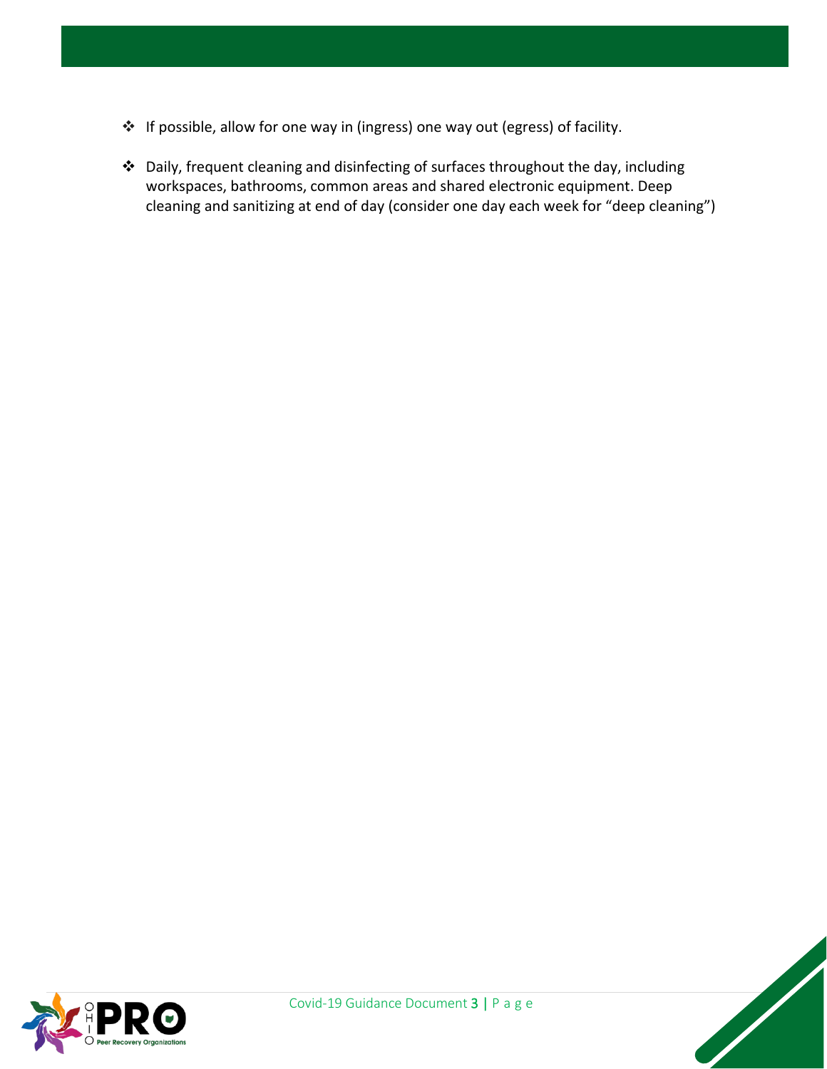- If possible, allow for one way in (ingress) one way out (egress) of facility.

- Daily, frequent cleaning and disinfecting of surfaces throughout the day, including workspaces, bathrooms, common areas and shared electronic equipment. Deep cleaning and sanitizing at end of day (consider one day each week for "deep cleaning")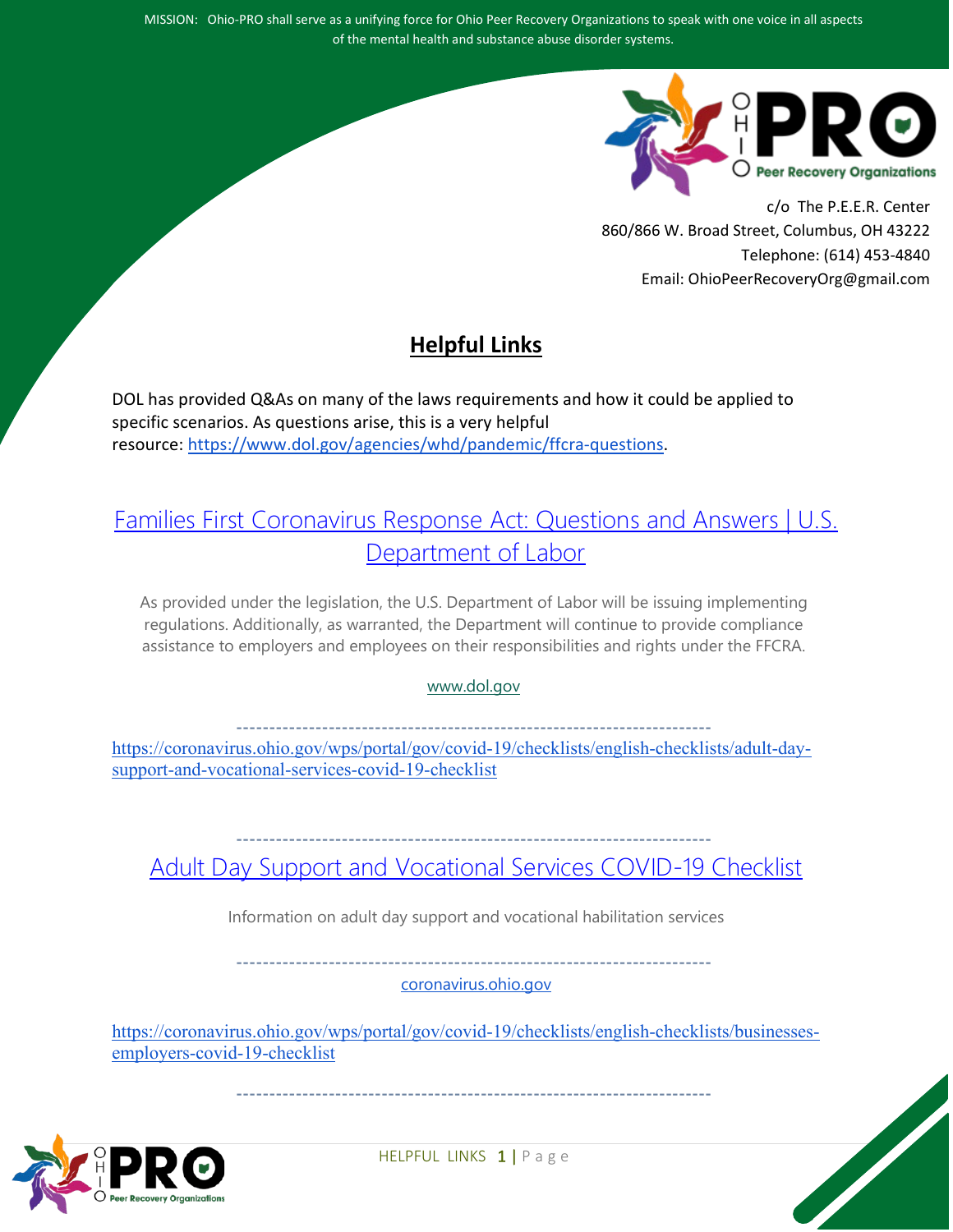MISSION: Ohio-PRO shall serve as a unifying force for Ohio Peer Recovery Organizations to speak with one voice in all aspects of the mental health and substance abuse disorder systems.

c/o The P.E.E.R. Center
860/866 W. Broad Street, Columbus, OH 43222
Telephone: (614) 453-4840
Email: OhioPeerRecoveryOrg@gmail.com

## Helpful Links

DOL has provided Q&As on many of the laws requirements and how it could be applied to specific scenarios. As questions arise, this is a very helpful resource: https://www.dol.gov/agencies/whd/pandemic/ffcra-questions.

### Families First Coronavirus Response Act: Questions and Answers | U.S. Department of Labor

As provided under the legislation, the U.S. Department of Labor will be issuing implementing regulations. Additionally, as warranted, the Department will continue to provide compliance assistance to employers and employees on their responsibilities and rights under the FFCRA.

www.dol.gov

------------------------------------------------------------------------

https://coronavirus.ohio.gov/wps/portal/gov/covid-19/checklists/english-checklists/adult-day-support-and-vocational-services-covid-19-checklist

------------------------------------------------------------------------

### Adult Day Support and Vocational Services COVID-19 Checklist

Information on adult day support and vocational habilitation services

------------------------------------------------------------------------

coronavirus.ohio.gov

https://coronavirus.ohio.gov/wps/portal/gov/covid-19/checklists/english-checklists/businesses-employers-covid-19-checklist

------------------------------------------------------------------------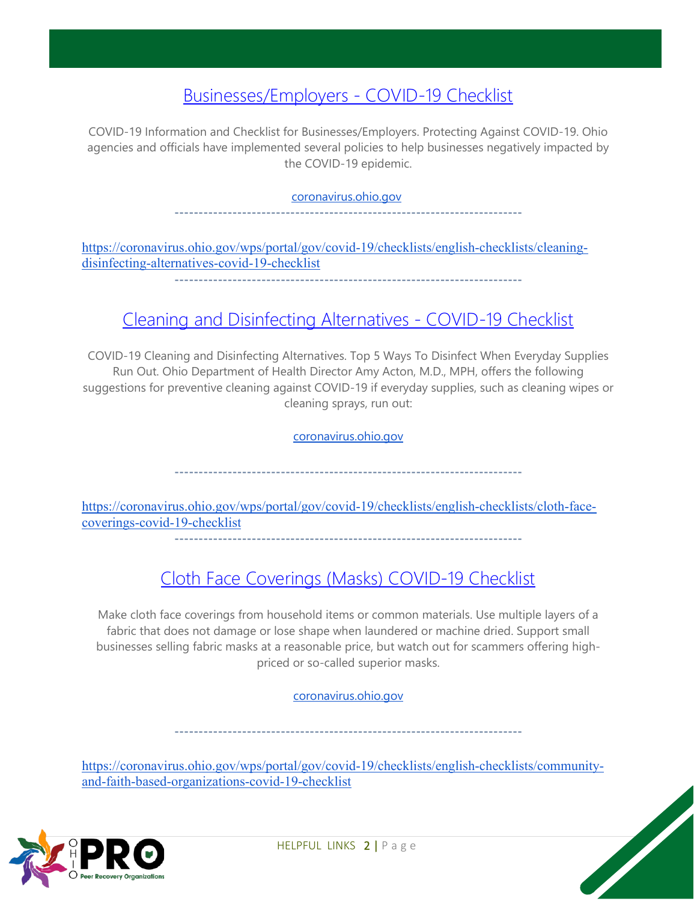## [Businesses/Employers - COVID-19 Checklist]

COVID-19 Information and Checklist for Businesses/Employers. Protecting Against COVID-19. Ohio agencies and officials have implemented several policies to help businesses negatively impacted by the COVID-19 epidemic.

coronavirus.ohio.gov

-----------------------------------------------------------------------

https://coronavirus.ohio.gov/wps/portal/gov/covid-19/checklists/english-checklists/cleaning-disinfecting-alternatives-covid-19-checklist

-----------------------------------------------------------------------

## Cleaning and Disinfecting Alternatives - COVID-19 Checklist

COVID-19 Cleaning and Disinfecting Alternatives. Top 5 Ways To Disinfect When Everyday Supplies Run Out. Ohio Department of Health Director Amy Acton, M.D., MPH, offers the following suggestions for preventive cleaning against COVID-19 if everyday supplies, such as cleaning wipes or cleaning sprays, run out:

coronavirus.ohio.gov

-----------------------------------------------------------------------

https://coronavirus.ohio.gov/wps/portal/gov/covid-19/checklists/english-checklists/cloth-face-coverings-covid-19-checklist

-----------------------------------------------------------------------

## Cloth Face Coverings (Masks) COVID-19 Checklist

Make cloth face coverings from household items or common materials. Use multiple layers of a fabric that does not damage or lose shape when laundered or machine dried. Support small businesses selling fabric masks at a reasonable price, but watch out for scammers offering high-priced or so-called superior masks.

coronavirus.ohio.gov

-----------------------------------------------------------------------

https://coronavirus.ohio.gov/wps/portal/gov/covid-19/checklists/english-checklists/community-and-faith-based-organizations-covid-19-checklist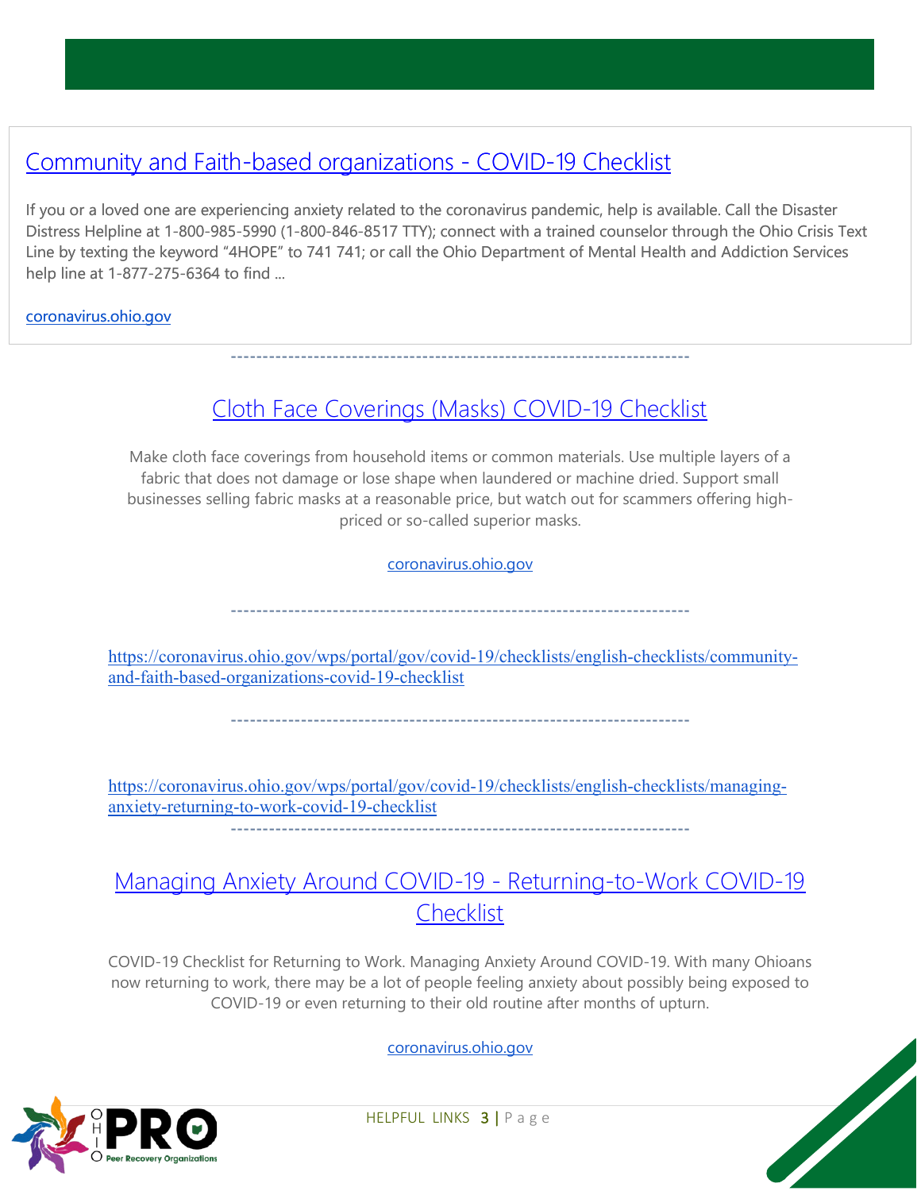## Community and Faith-based organizations - COVID-19 Checklist

If you or a loved one are experiencing anxiety related to the coronavirus pandemic, help is available. Call the Disaster Distress Helpline at 1-800-985-5990 (1-800-846-8517 TTY); connect with a trained counselor through the Ohio Crisis Text Line by texting the keyword "4HOPE" to 741 741; or call the Ohio Department of Mental Health and Addiction Services help line at 1-877-275-6364 to find ...

coronavirus.ohio.gov

---

## Cloth Face Coverings (Masks) COVID-19 Checklist

Make cloth face coverings from household items or common materials. Use multiple layers of a fabric that does not damage or lose shape when laundered or machine dried. Support small businesses selling fabric masks at a reasonable price, but watch out for scammers offering high-priced or so-called superior masks.

coronavirus.ohio.gov

---

https://coronavirus.ohio.gov/wps/portal/gov/covid-19/checklists/english-checklists/community-and-faith-based-organizations-covid-19-checklist

---

https://coronavirus.ohio.gov/wps/portal/gov/covid-19/checklists/english-checklists/managing-anxiety-returning-to-work-covid-19-checklist

---

## Managing Anxiety Around COVID-19 - Returning-to-Work COVID-19 Checklist

COVID-19 Checklist for Returning to Work. Managing Anxiety Around COVID-19. With many Ohioans now returning to work, there may be a lot of people feeling anxiety about possibly being exposed to COVID-19 or even returning to their old routine after months of upturn.

coronavirus.ohio.gov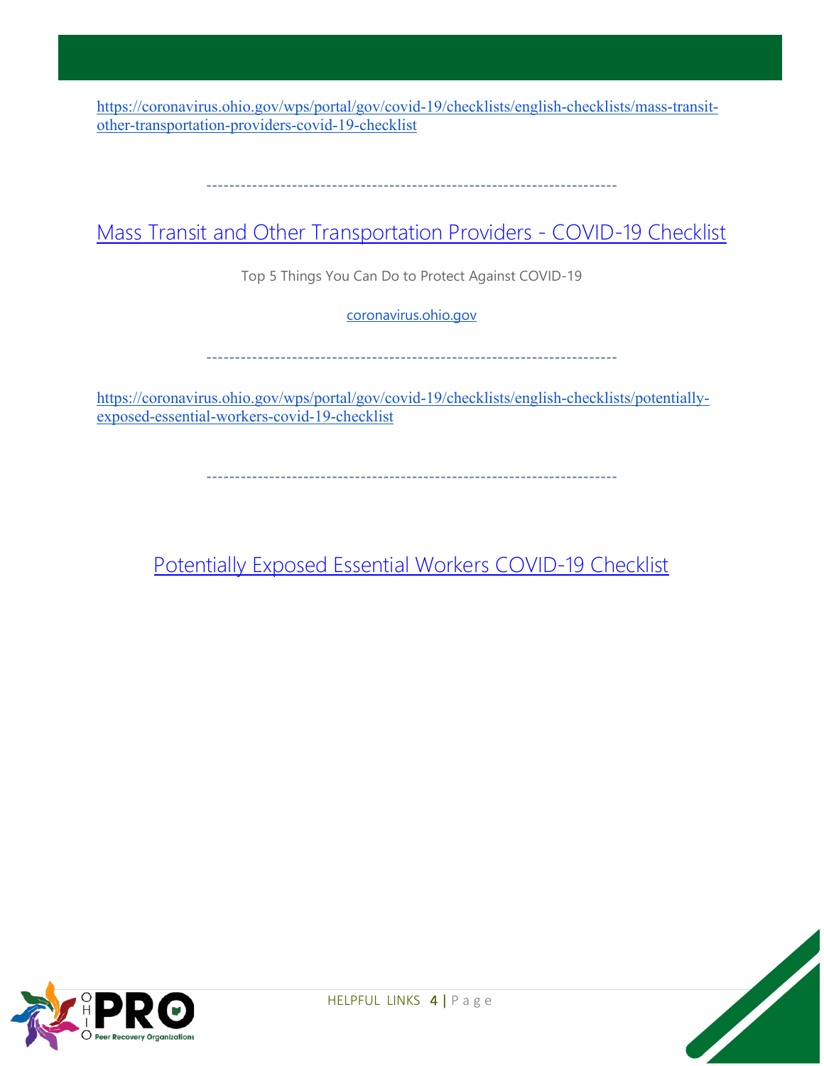https://coronavirus.ohio.gov/wps/portal/gov/covid-19/checklists/english-checklists/mass-transit-other-transportation-providers-covid-19-checklist

-----------------------------------------------------------------------

## Mass Transit and Other Transportation Providers - COVID-19 Checklist

Top 5 Things You Can Do to Protect Against COVID-19

coronavirus.ohio.gov

-----------------------------------------------------------------------

https://coronavirus.ohio.gov/wps/portal/gov/covid-19/checklists/english-checklists/potentially-exposed-essential-workers-covid-19-checklist

-----------------------------------------------------------------------

## Potentially Exposed Essential Workers COVID-19 Checklist